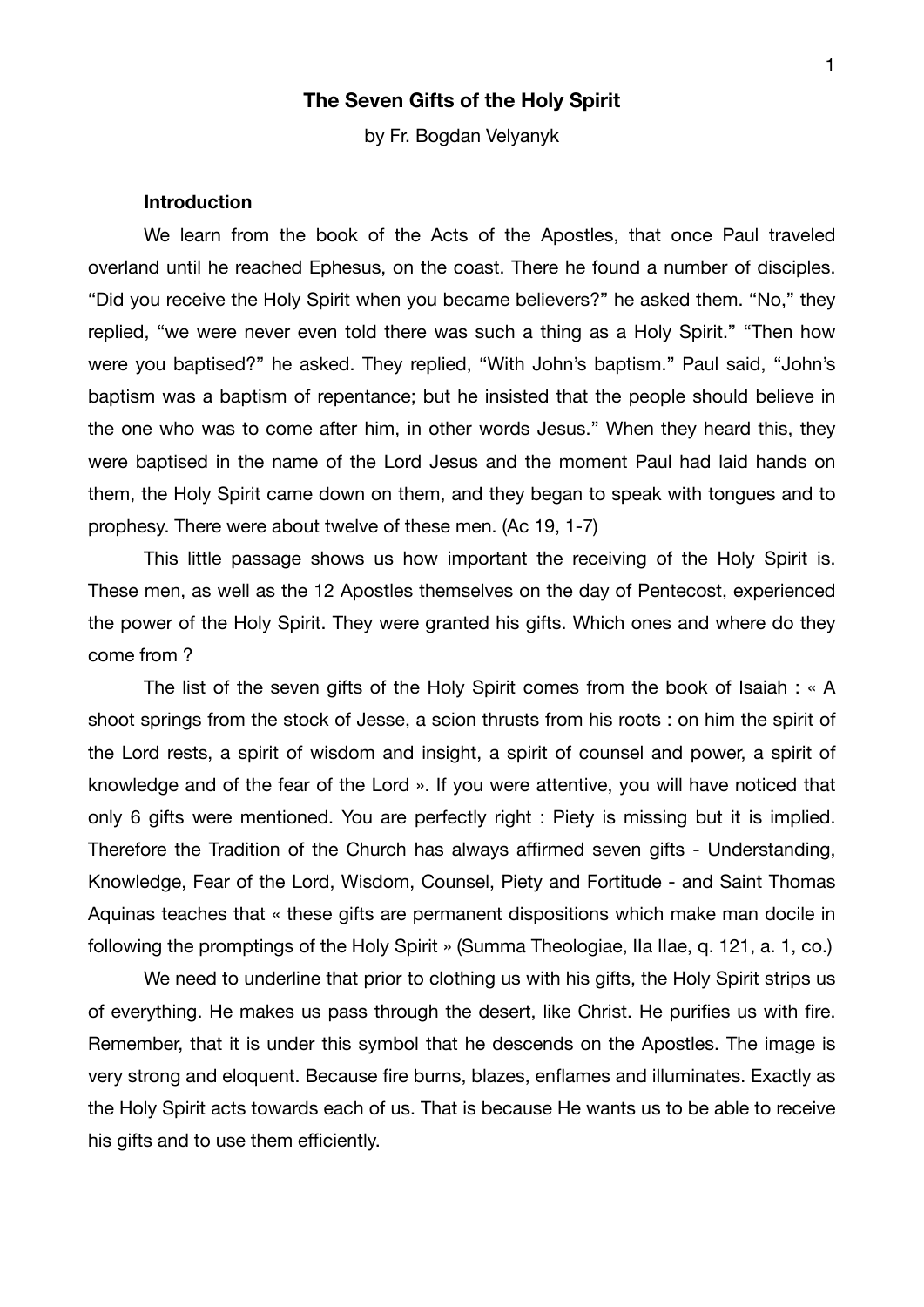# The Seven Gifts of the Holy Spirit

by Fr. Bogdan Velyanyk

### Introduction

We learn from the book of the Acts of the Apostles, that once Paul traveled overland until he reached Ephesus, on the coast. There he found a number of disciples. "Did you receive the Holy Spirit when you became believers?" he asked them. "No," they replied, "we were never even told there was such a thing as a Holy Spirit." "Then how were you baptised?" he asked. They replied, "With John's baptism." Paul said, "John's baptism was a baptism of repentance; but he insisted that the people should believe in the one who was to come after him, in other words Jesus." When they heard this, they were baptised in the name of the Lord Jesus and the moment Paul had laid hands on them, the Holy Spirit came down on them, and they began to speak with tongues and to prophesy. There were about twelve of these men. (Ac 19, 1-7)

This little passage shows us how important the receiving of the Holy Spirit is. These men, as well as the 12 Apostles themselves on the day of Pentecost, experienced the power of the Holy Spirit. They were granted his gifts. Which ones and where do they come from ?

The list of the seven gifts of the Holy Spirit comes from the book of Isaiah : « A shoot springs from the stock of Jesse, a scion thrusts from his roots : on him the spirit of the Lord rests, a spirit of wisdom and insight, a spirit of counsel and power, a spirit of knowledge and of the fear of the Lord ». If you were attentive, you will have noticed that only 6 gifts were mentioned. You are perfectly right : Piety is missing but it is implied. Therefore the Tradition of the Church has always affirmed seven gifts - Understanding, Knowledge, Fear of the Lord, Wisdom, Counsel, Piety and Fortitude - and Saint Thomas Aquinas teaches that « these gifts are permanent dispositions which make man docile in following the promptings of the Holy Spirit » (Summa Theologiae, IIa IIae, q. 121, a. 1, co.)

We need to underline that prior to clothing us with his gifts, the Holy Spirit strips us of everything. He makes us pass through the desert, like Christ. He purifies us with fire. Remember, that it is under this symbol that he descends on the Apostles. The image is very strong and eloquent. Because fire burns, blazes, enflames and illuminates. Exactly as the Holy Spirit acts towards each of us. That is because He wants us to be able to receive his gifts and to use them efficiently.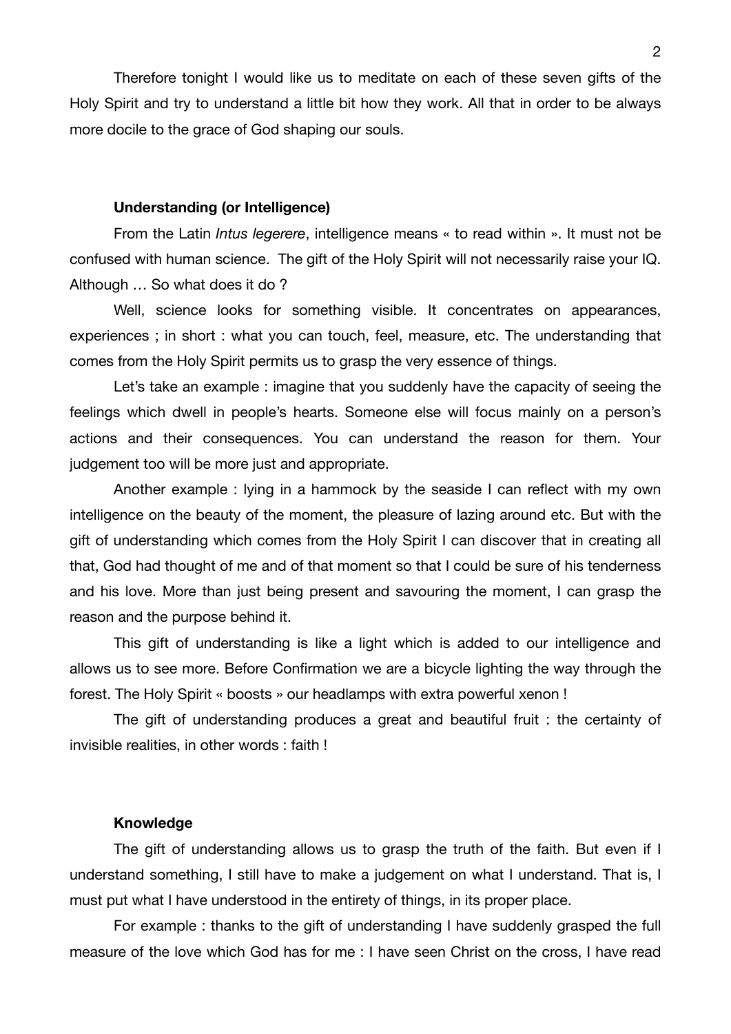Therefore tonight I would like us to meditate on each of these seven gifts of the Holy Spirit and try to understand a little bit how they work. All that in order to be always more docile to the grace of God shaping our souls.

### Understanding (or Intelligence)

From the Latin *Intus legerere*, intelligence means « to read within ». It must not be confused with human science. The gift of the Holy Spirit will not necessarily raise your IQ. Although … So what does it do ?

Well, science looks for something visible. It concentrates on appearances, experiences ; in short : what you can touch, feel, measure, etc. The understanding that comes from the Holy Spirit permits us to grasp the very essence of things.

Let's take an example : imagine that you suddenly have the capacity of seeing the feelings which dwell in people's hearts. Someone else will focus mainly on a person's actions and their consequences. You can understand the reason for them. Your judgement too will be more just and appropriate.

Another example : lying in a hammock by the seaside I can reflect with my own intelligence on the beauty of the moment, the pleasure of lazing around etc. But with the gift of understanding which comes from the Holy Spirit I can discover that in creating all that, God had thought of me and of that moment so that I could be sure of his tenderness and his love. More than just being present and savouring the moment, I can grasp the reason and the purpose behind it.

This gift of understanding is like a light which is added to our intelligence and allows us to see more. Before Confirmation we are a bicycle lighting the way through the forest. The Holy Spirit « boosts » our headlamps with extra powerful xenon !

The gift of understanding produces a great and beautiful fruit : the certainty of invisible realities, in other words : faith !

### Knowledge

The gift of understanding allows us to grasp the truth of the faith. But even if I understand something, I still have to make a judgement on what I understand. That is, I must put what I have understood in the entirety of things, in its proper place.

For example : thanks to the gift of understanding I have suddenly grasped the full measure of the love which God has for me : I have seen Christ on the cross, I have read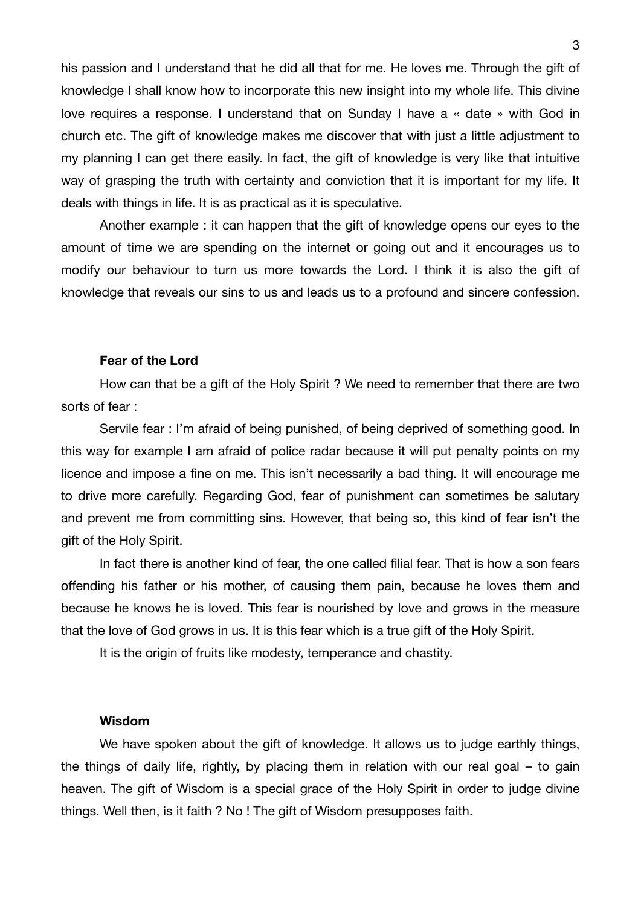his passion and I understand that he did all that for me. He loves me. Through the gift of knowledge I shall know how to incorporate this new insight into my whole life. This divine love requires a response. I understand that on Sunday I have a « date » with God in church etc. The gift of knowledge makes me discover that with just a little adjustment to my planning I can get there easily. In fact, the gift of knowledge is very like that intuitive way of grasping the truth with certainty and conviction that it is important for my life. It deals with things in life. It is as practical as it is speculative.

Another example : it can happen that the gift of knowledge opens our eyes to the amount of time we are spending on the internet or going out and it encourages us to modify our behaviour to turn us more towards the Lord. I think it is also the gift of knowledge that reveals our sins to us and leads us to a profound and sincere confession.

### Fear of the Lord

How can that be a gift of the Holy Spirit ? We need to remember that there are two sorts of fear :

Servile fear : I'm afraid of being punished, of being deprived of something good. In this way for example I am afraid of police radar because it will put penalty points on my licence and impose a fine on me. This isn't necessarily a bad thing. It will encourage me to drive more carefully. Regarding God, fear of punishment can sometimes be salutary and prevent me from committing sins. However, that being so, this kind of fear isn't the gift of the Holy Spirit.

In fact there is another kind of fear, the one called filial fear. That is how a son fears offending his father or his mother, of causing them pain, because he loves them and because he knows he is loved. This fear is nourished by love and grows in the measure that the love of God grows in us. It is this fear which is a true gift of the Holy Spirit.

It is the origin of fruits like modesty, temperance and chastity.

### Wisdom

We have spoken about the gift of knowledge. It allows us to judge earthly things, the things of daily life, rightly, by placing them in relation with our real goal – to gain heaven. The gift of Wisdom is a special grace of the Holy Spirit in order to judge divine things. Well then, is it faith ? No ! The gift of Wisdom presupposes faith.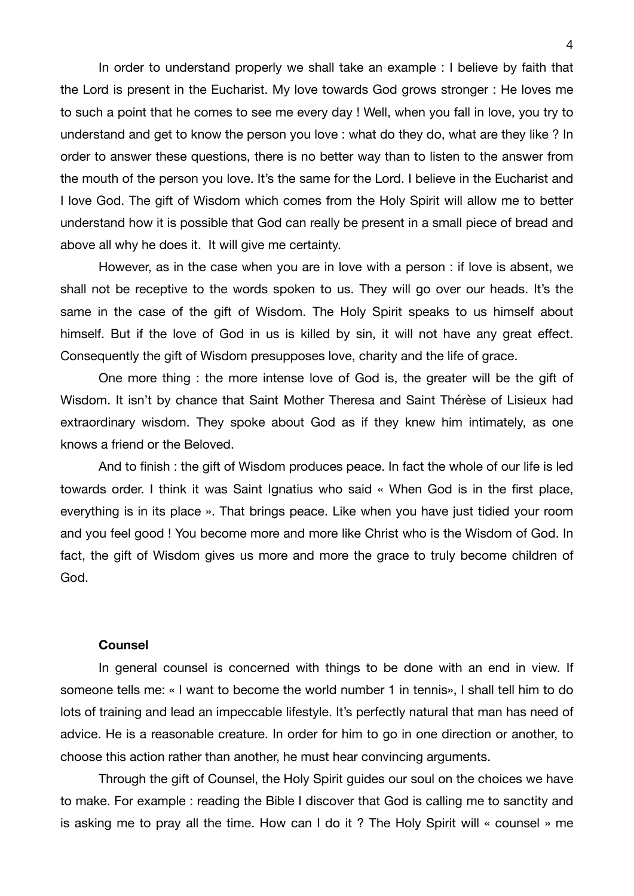In order to understand properly we shall take an example : I believe by faith that the Lord is present in the Eucharist. My love towards God grows stronger : He loves me to such a point that he comes to see me every day ! Well, when you fall in love, you try to understand and get to know the person you love : what do they do, what are they like ? In order to answer these questions, there is no better way than to listen to the answer from the mouth of the person you love. It's the same for the Lord. I believe in the Eucharist and I love God. The gift of Wisdom which comes from the Holy Spirit will allow me to better understand how it is possible that God can really be present in a small piece of bread and above all why he does it. It will give me certainty.

However, as in the case when you are in love with a person : if love is absent, we shall not be receptive to the words spoken to us. They will go over our heads. It's the same in the case of the gift of Wisdom. The Holy Spirit speaks to us himself about himself. But if the love of God in us is killed by sin, it will not have any great effect. Consequently the gift of Wisdom presupposes love, charity and the life of grace.

One more thing : the more intense love of God is, the greater will be the gift of Wisdom. It isn't by chance that Saint Mother Theresa and Saint Thérèse of Lisieux had extraordinary wisdom. They spoke about God as if they knew him intimately, as one knows a friend or the Beloved.

And to finish : the gift of Wisdom produces peace. In fact the whole of our life is led towards order. I think it was Saint Ignatius who said « When God is in the first place, everything is in its place ». That brings peace. Like when you have just tidied your room and you feel good ! You become more and more like Christ who is the Wisdom of God. In fact, the gift of Wisdom gives us more and more the grace to truly become children of God.

### Counsel

In general counsel is concerned with things to be done with an end in view. If someone tells me: « I want to become the world number 1 in tennis», I shall tell him to do lots of training and lead an impeccable lifestyle. It's perfectly natural that man has need of advice. He is a reasonable creature. In order for him to go in one direction or another, to choose this action rather than another, he must hear convincing arguments.

Through the gift of Counsel, the Holy Spirit guides our soul on the choices we have to make. For example : reading the Bible I discover that God is calling me to sanctity and is asking me to pray all the time. How can I do it ? The Holy Spirit will « counsel » me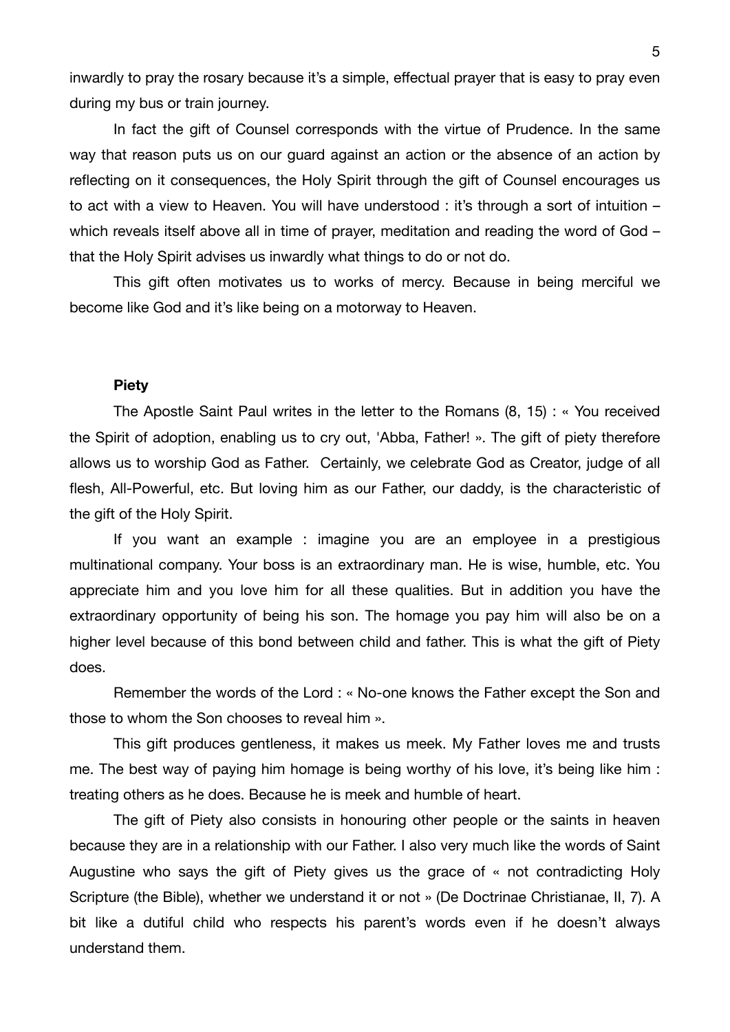inwardly to pray the rosary because it's a simple, effectual prayer that is easy to pray even during my bus or train journey.

In fact the gift of Counsel corresponds with the virtue of Prudence. In the same way that reason puts us on our guard against an action or the absence of an action by reflecting on it consequences, the Holy Spirit through the gift of Counsel encourages us to act with a view to Heaven. You will have understood : it's through a sort of intuition – which reveals itself above all in time of prayer, meditation and reading the word of God – that the Holy Spirit advises us inwardly what things to do or not do.

This gift often motivates us to works of mercy. Because in being merciful we become like God and it's like being on a motorway to Heaven.

**Piety**

The Apostle Saint Paul writes in the letter to the Romans (8, 15) : « You received the Spirit of adoption, enabling us to cry out, 'Abba, Father! ». The gift of piety therefore allows us to worship God as Father. Certainly, we celebrate God as Creator, judge of all flesh, All-Powerful, etc. But loving him as our Father, our daddy, is the characteristic of the gift of the Holy Spirit.

If you want an example : imagine you are an employee in a prestigious multinational company. Your boss is an extraordinary man. He is wise, humble, etc. You appreciate him and you love him for all these qualities. But in addition you have the extraordinary opportunity of being his son. The homage you pay him will also be on a higher level because of this bond between child and father. This is what the gift of Piety does.

Remember the words of the Lord : « No-one knows the Father except the Son and those to whom the Son chooses to reveal him ».

This gift produces gentleness, it makes us meek. My Father loves me and trusts me. The best way of paying him homage is being worthy of his love, it's being like him : treating others as he does. Because he is meek and humble of heart.

The gift of Piety also consists in honouring other people or the saints in heaven because they are in a relationship with our Father. I also very much like the words of Saint Augustine who says the gift of Piety gives us the grace of « not contradicting Holy Scripture (the Bible), whether we understand it or not » (De Doctrinae Christianae, II, 7). A bit like a dutiful child who respects his parent's words even if he doesn't always understand them.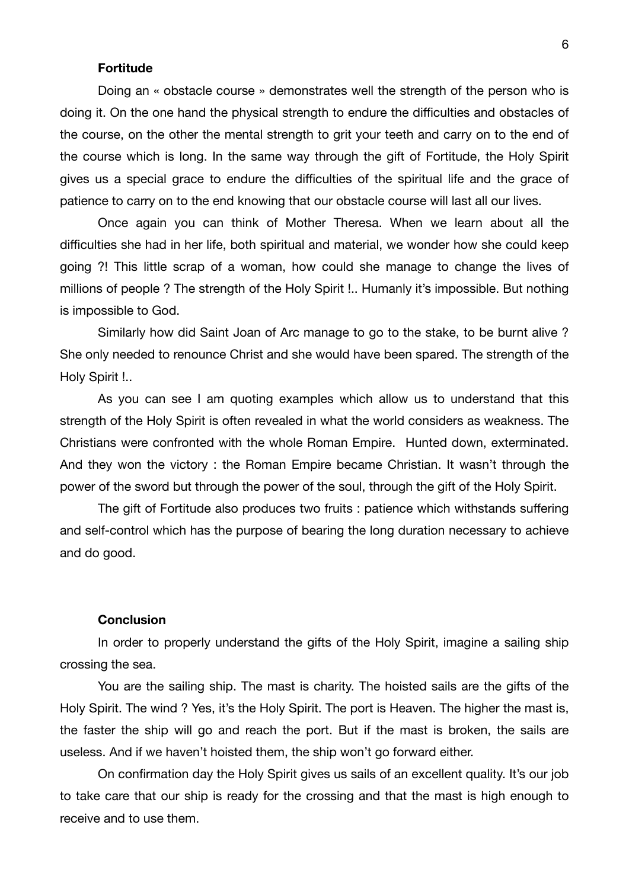**Fortitude**

Doing an « obstacle course » demonstrates well the strength of the person who is doing it. On the one hand the physical strength to endure the difficulties and obstacles of the course, on the other the mental strength to grit your teeth and carry on to the end of the course which is long. In the same way through the gift of Fortitude, the Holy Spirit gives us a special grace to endure the difficulties of the spiritual life and the grace of patience to carry on to the end knowing that our obstacle course will last all our lives.

Once again you can think of Mother Theresa. When we learn about all the difficulties she had in her life, both spiritual and material, we wonder how she could keep going ?! This little scrap of a woman, how could she manage to change the lives of millions of people ? The strength of the Holy Spirit !.. Humanly it's impossible. But nothing is impossible to God.

Similarly how did Saint Joan of Arc manage to go to the stake, to be burnt alive ? She only needed to renounce Christ and she would have been spared. The strength of the Holy Spirit !..

As you can see I am quoting examples which allow us to understand that this strength of the Holy Spirit is often revealed in what the world considers as weakness. The Christians were confronted with the whole Roman Empire. Hunted down, exterminated. And they won the victory : the Roman Empire became Christian. It wasn't through the power of the sword but through the power of the soul, through the gift of the Holy Spirit.

The gift of Fortitude also produces two fruits : patience which withstands suffering and self-control which has the purpose of bearing the long duration necessary to achieve and do good.

**Conclusion**

In order to properly understand the gifts of the Holy Spirit, imagine a sailing ship crossing the sea.

You are the sailing ship. The mast is charity. The hoisted sails are the gifts of the Holy Spirit. The wind ? Yes, it's the Holy Spirit. The port is Heaven. The higher the mast is, the faster the ship will go and reach the port. But if the mast is broken, the sails are useless. And if we haven't hoisted them, the ship won't go forward either.

On confirmation day the Holy Spirit gives us sails of an excellent quality. It's our job to take care that our ship is ready for the crossing and that the mast is high enough to receive and to use them.